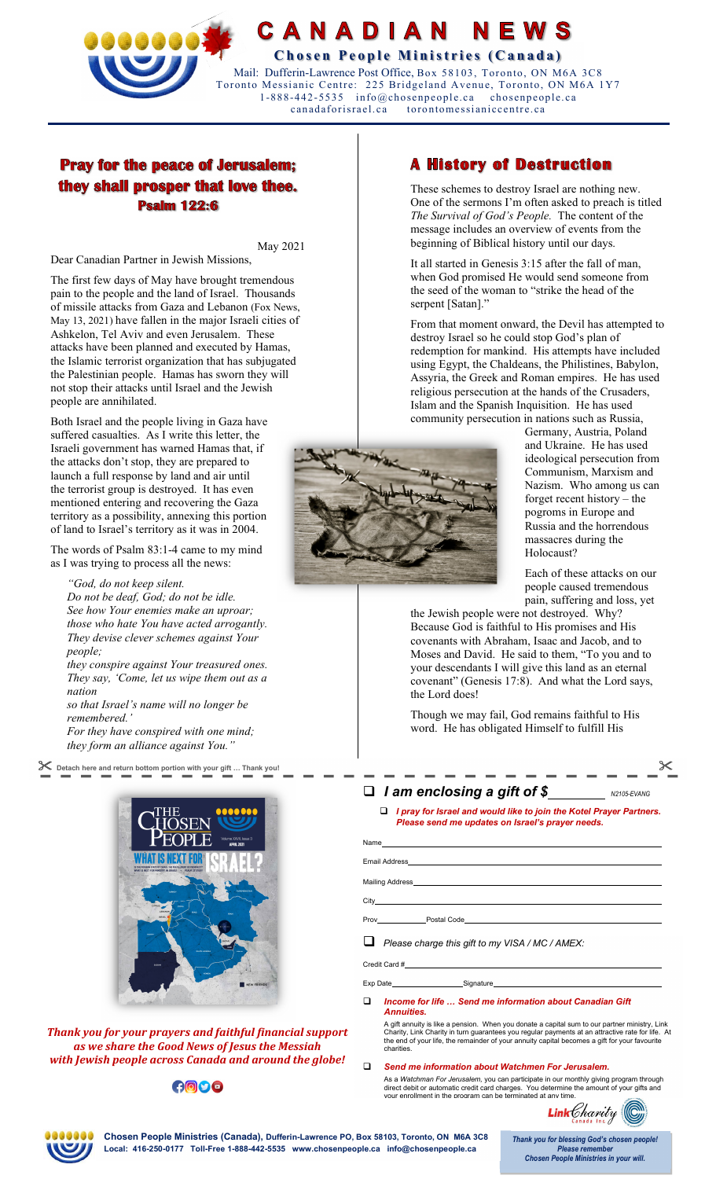# CANADIAN NEWS

**Chosen People Ministries (Canada)**

Mail: Dufferin-Lawrence Post Office, Box 58103, Toronto, ON M6A 3C8
Toronto Messianic Centre: 225 Bridgeland Avenue, Toronto, ON M6A 1Y7
1-888-442-5535 info@chosenpeople.ca chosenpeople.ca
canadaforisrael.ca torontomessianiccentre.ca

## Pray for the peace of Jerusalem; they shall prosper that love thee. Psalm 122:6

May 2021

Dear Canadian Partner in Jewish Missions,

The first few days of May have brought tremendous pain to the people and the land of Israel. Thousands of missile attacks from Gaza and Lebanon (Fox News, May 13, 2021) have fallen in the major Israeli cities of Ashkelon, Tel Aviv and even Jerusalem. These attacks have been planned and executed by Hamas, the Islamic terrorist organization that has subjugated the Palestinian people. Hamas has sworn they will not stop their attacks until Israel and the Jewish people are annihilated.

Both Israel and the people living in Gaza have suffered casualties. As I write this letter, the Israeli government has warned Hamas that, if the attacks don't stop, they are prepared to launch a full response by land and air until the terrorist group is destroyed. It has even mentioned entering and recovering the Gaza territory as a possibility, annexing this portion of land to Israel's territory as it was in 2004.

The words of Psalm 83:1-4 came to my mind as I was trying to process all the news:

> *"God, do not keep silent.*
> *Do not be deaf, God; do not be idle.*
> *See how Your enemies make an uproar;*
> *those who hate You have acted arrogantly.*
> *They devise clever schemes against Your people;*
> *they conspire against Your treasured ones.*
> *They say, 'Come, let us wipe them out as a nation*
> *so that Israel's name will no longer be remembered.'*
> *For they have conspired with one mind;*
> *they form an alliance against You."*

## A History of Destruction

These schemes to destroy Israel are nothing new. One of the sermons I'm often asked to preach is titled *The Survival of God's People.* The content of the message includes an overview of events from the beginning of Biblical history until our days.

It all started in Genesis 3:15 after the fall of man, when God promised He would send someone from the seed of the woman to "strike the head of the serpent [Satan]."

From that moment onward, the Devil has attempted to destroy Israel so he could stop God's plan of redemption for mankind. His attempts have included using Egypt, the Chaldeans, the Philistines, Babylon, Assyria, the Greek and Roman empires. He has used religious persecution at the hands of the Crusaders, Islam and the Spanish Inquisition. He has used community persecution in nations such as Russia, Germany, Austria, Poland and Ukraine. He has used ideological persecution from Communism, Marxism and Nazism. Who among us can forget recent history – the pogroms in Europe and Russia and the horrendous massacres during the Holocaust?

Each of these attacks on our people caused tremendous pain, suffering and loss, yet the Jewish people were not destroyed. Why? Because God is faithful to His promises and His covenants with Abraham, Isaac and Jacob, and to Moses and David. He said to them, "To you and to your descendants I will give this land as an eternal covenant" (Genesis 17:8). And what the Lord says, the Lord does!

Though we may fail, God remains faithful to His word. He has obligated Himself to fulfill His

---

✂ Detach here and return bottom portion with your gift … Thank you!

*Thank you for your prayers and faithful financial support as we share the Good News of Jesus the Messiah with Jewish people across Canada and around the globe!*

- ☐ ***I am enclosing a gift of $________*** N2105-EVANG
  - ☐ ***I pray for Israel and would like to join the Kotel Prayer Partners. Please send me updates on Israel's prayer needs.***

Name______________________

Email Address______________________

Mailing Address______________________

City______________________

Prov__________ Postal Code______________________

- ☐ *Please charge this gift to my VISA / MC / AMEX:*

Credit Card #______________________

Exp Date__________ Signature______________________

- ☐ ***Income for life … Send me information about Canadian Gift Annuities.***

  A gift annuity is like a pension. When you donate a capital sum to our partner ministry, Link Charity, Link Charity in turn guarantees you regular payments at an attractive rate for life. At the end of your life, the remainder of your annuity capital becomes a gift for your favourite charities.

- ☐ ***Send me information about Watchmen For Jerusalem.***

  As a *Watchman For Jerusalem*, you can participate in our monthly giving program through direct debit or automatic credit card charges. You determine the amount of your gifts and your enrollment in the program can be terminated at any time.

Link Charity Canada Inc.

**Chosen People Ministries (Canada), Dufferin-Lawrence PO, Box 58103, Toronto, ON M6A 3C8**
**Local: 416-250-0177 Toll-Free 1-888-442-5535 www.chosenpeople.ca info@chosenpeople.ca**

***Thank you for blessing God's chosen people! Please remember Chosen People Ministries in your will.***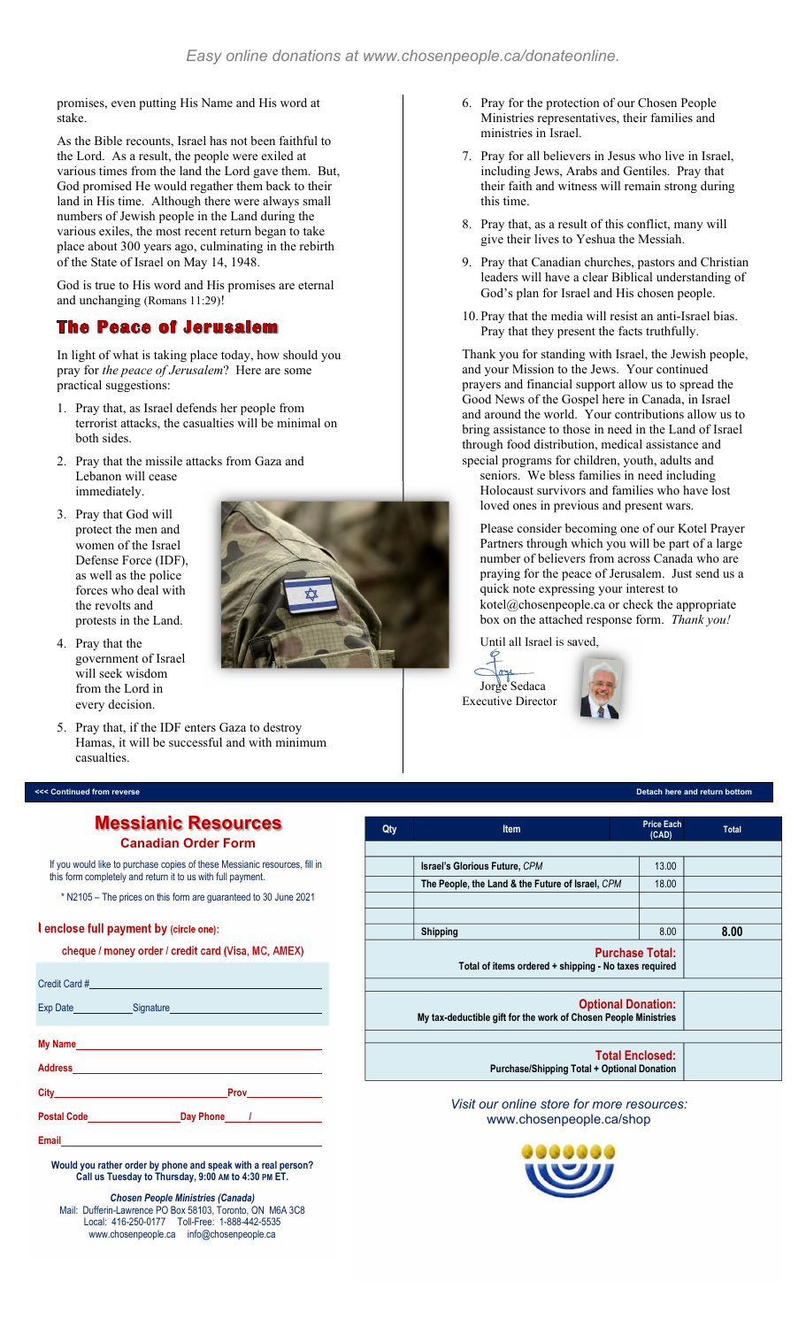Easy online donations at www.chosenpeople.ca/donateonline.

promises, even putting His Name and His word at stake.

As the Bible recounts, Israel has not been faithful to the Lord. As a result, the people were exiled at various times from the land the Lord gave them. But, God promised He would regather them back to their land in His time. Although there were always small numbers of Jewish people in the Land during the various exiles, the most recent return began to take place about 300 years ago, culminating in the rebirth of the State of Israel on May 14, 1948.

God is true to His word and His promises are eternal and unchanging (Romans 11:29)!

## The Peace of Jerusalem

In light of what is taking place today, how should you pray for *the peace of Jerusalem*? Here are some practical suggestions:

1. Pray that, as Israel defends her people from terrorist attacks, the casualties will be minimal on both sides.
2. Pray that the missile attacks from Gaza and Lebanon will cease immediately.
3. Pray that God will protect the men and women of the Israel Defense Force (IDF), as well as the police forces who deal with the revolts and protests in the Land.
4. Pray that the government of Israel will seek wisdom from the Lord in every decision.
5. Pray that, if the IDF enters Gaza to destroy Hamas, it will be successful and with minimum casualties.
6. Pray for the protection of our Chosen People Ministries representatives, their families and ministries in Israel.
7. Pray for all believers in Jesus who live in Israel, including Jews, Arabs and Gentiles. Pray that their faith and witness will remain strong during this time.
8. Pray that, as a result of this conflict, many will give their lives to Yeshua the Messiah.
9. Pray that Canadian churches, pastors and Christian leaders will have a clear Biblical understanding of God's plan for Israel and His chosen people.
10. Pray that the media will resist an anti-Israel bias. Pray that they present the facts truthfully.

Thank you for standing with Israel, the Jewish people, and your Mission to the Jews. Your continued prayers and financial support allow us to spread the Good News of the Gospel here in Canada, in Israel and around the world. Your contributions allow us to bring assistance to those in need in the Land of Israel through food distribution, medical assistance and special programs for children, youth, adults and seniors. We bless families in need including Holocaust survivors and families who have lost loved ones in previous and present wars.

Please consider becoming one of our Kotel Prayer Partners through which you will be part of a large number of believers from across Canada who are praying for the peace of Jerusalem. Just send us a quick note expressing your interest to kotel@chosenpeople.ca or check the appropriate box on the attached response form. *Thank you!*

Until all Israel is saved,

Jorge Sedaca
Executive Director

<<< Continued from reverse — Detach here and return bottom

## Messianic Resources
### Canadian Order Form

If you would like to purchase copies of these Messianic resources, fill in this form completely and return it to us with full payment.

\* N2105 – The prices on this form are guaranteed to 30 June 2021

**I enclose full payment by** (circle one):

cheque / money order / credit card (Visa, MC, AMEX)

Credit Card # ____________________

Exp Date __________ Signature ____________________

**My Name** ____________________

**Address** ____________________

**City** ____________ **Prov** ________

**Postal Code** __________ **Day Phone** ____ / ________

**Email** ____________________

**Would you rather order by phone and speak with a real person? Call us Tuesday to Thursday, 9:00 AM to 4:30 PM ET.**

***Chosen People Ministries (Canada)***
Mail: Dufferin-Lawrence PO Box 58103, Toronto, ON M6A 3C8
Local: 416-250-0177 Toll-Free: 1-888-442-5535
www.chosenpeople.ca info@chosenpeople.ca

| Qty | Item | Price Each (CAD) | Total |
|---|---|---|---|
| | | | |
| | **Israel's Glorious Future,** *CPM* | 13.00 | |
| | **The People, the Land & the Future of Israel,** *CPM* | 18.00 | |
| | | | |
| | | | |
| | **Shipping** | 8.00 | **8.00** |
| **Purchase Total:** Total of items ordered + shipping - No taxes required | | | |
| **Optional Donation:** My tax-deductible gift for the work of Chosen People Ministries | | | |
| **Total Enclosed:** Purchase/Shipping Total + Optional Donation | | | |

*Visit our online store for more resources:*
www.chosenpeople.ca/shop